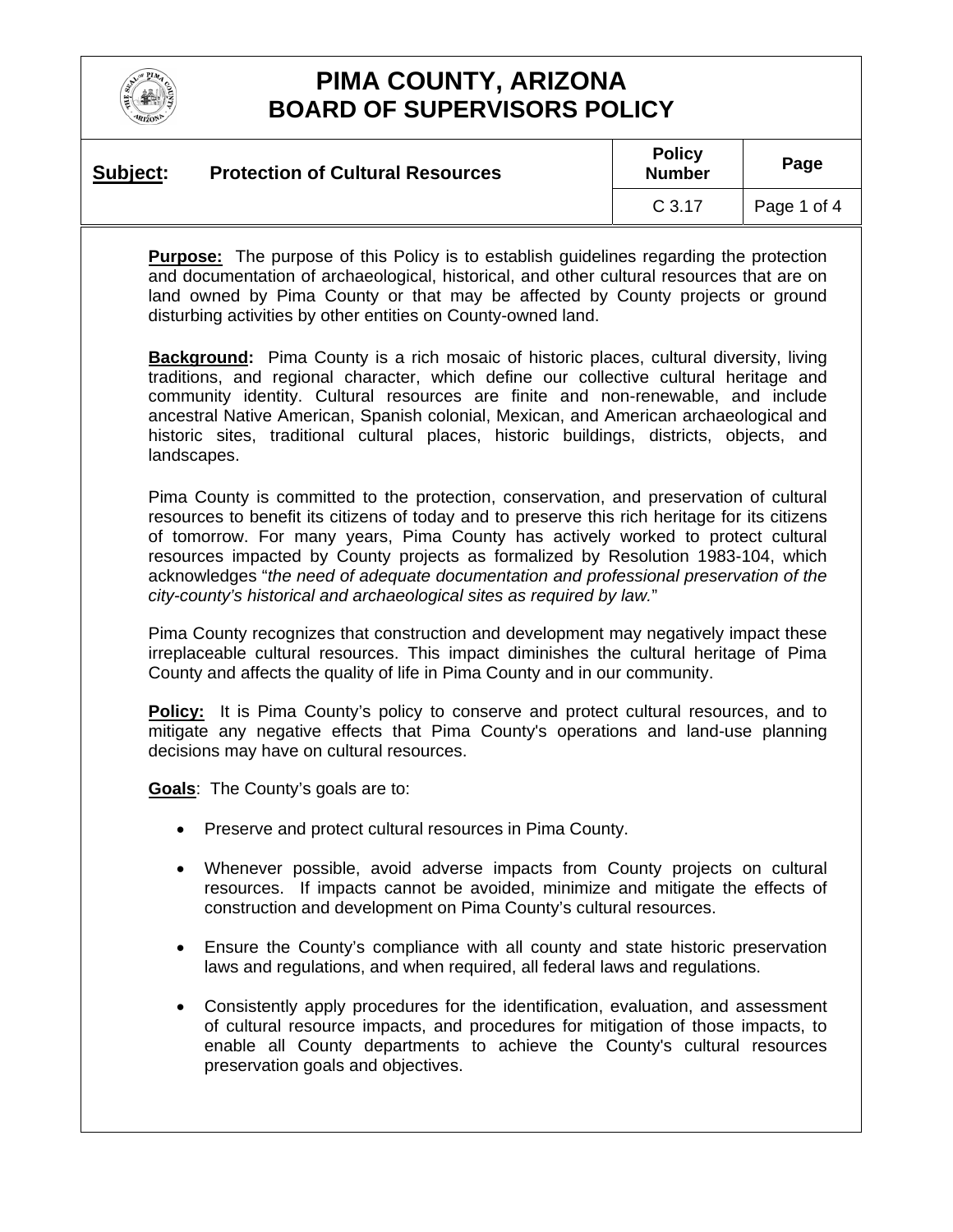# PIMA COUNTY, ARIZONA
## BOARD OF SUPERVISORS POLICY

| **Subject:** Protection of Cultural Resources | **Policy Number** | **Page** |
|---|---|---|
| | C 3.17 | Page 1 of 4 |

**Purpose:** The purpose of this Policy is to establish guidelines regarding the protection and documentation of archaeological, historical, and other cultural resources that are on land owned by Pima County or that may be affected by County projects or ground disturbing activities by other entities on County-owned land.

**Background:** Pima County is a rich mosaic of historic places, cultural diversity, living traditions, and regional character, which define our collective cultural heritage and community identity. Cultural resources are finite and non-renewable, and include ancestral Native American, Spanish colonial, Mexican, and American archaeological and historic sites, traditional cultural places, historic buildings, districts, objects, and landscapes.

Pima County is committed to the protection, conservation, and preservation of cultural resources to benefit its citizens of today and to preserve this rich heritage for its citizens of tomorrow. For many years, Pima County has actively worked to protect cultural resources impacted by County projects as formalized by Resolution 1983-104, which acknowledges "*the need of adequate documentation and professional preservation of the city-county's historical and archaeological sites as required by law.*"

Pima County recognizes that construction and development may negatively impact these irreplaceable cultural resources. This impact diminishes the cultural heritage of Pima County and affects the quality of life in Pima County and in our community.

**Policy:** It is Pima County's policy to conserve and protect cultural resources, and to mitigate any negative effects that Pima County's operations and land-use planning decisions may have on cultural resources.

**Goals**: The County's goals are to:

- Preserve and protect cultural resources in Pima County.
- Whenever possible, avoid adverse impacts from County projects on cultural resources. If impacts cannot be avoided, minimize and mitigate the effects of construction and development on Pima County's cultural resources.
- Ensure the County's compliance with all county and state historic preservation laws and regulations, and when required, all federal laws and regulations.
- Consistently apply procedures for the identification, evaluation, and assessment of cultural resource impacts, and procedures for mitigation of those impacts, to enable all County departments to achieve the County's cultural resources preservation goals and objectives.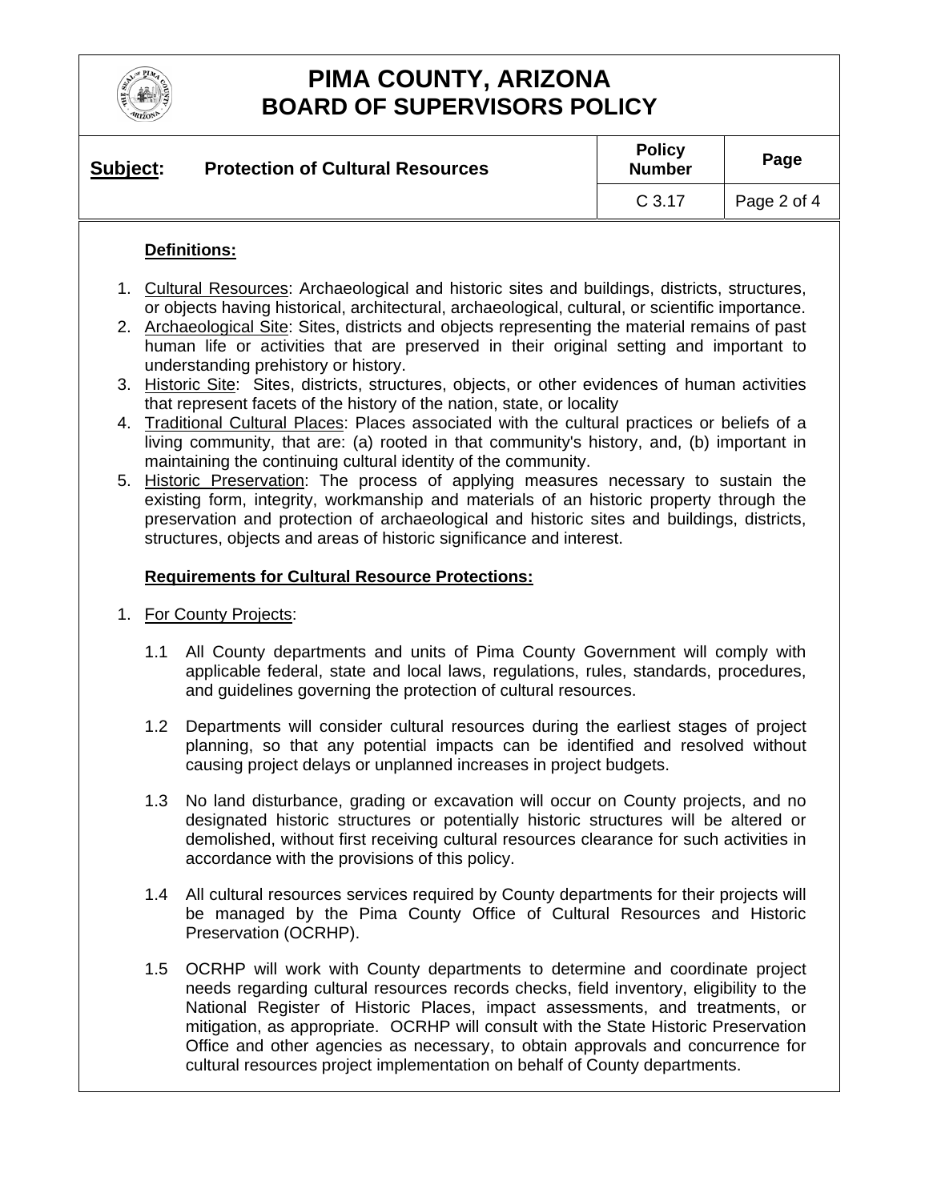**Definitions:**

1. Cultural Resources: Archaeological and historic sites and buildings, districts, structures, or objects having historical, architectural, archaeological, cultural, or scientific importance.
2. Archaeological Site: Sites, districts and objects representing the material remains of past human life or activities that are preserved in their original setting and important to understanding prehistory or history.
3. Historic Site: Sites, districts, structures, objects, or other evidences of human activities that represent facets of the history of the nation, state, or locality
4. Traditional Cultural Places: Places associated with the cultural practices or beliefs of a living community, that are: (a) rooted in that community's history, and, (b) important in maintaining the continuing cultural identity of the community.
5. Historic Preservation: The process of applying measures necessary to sustain the existing form, integrity, workmanship and materials of an historic property through the preservation and protection of archaeological and historic sites and buildings, districts, structures, objects and areas of historic significance and interest.

**Requirements for Cultural Resource Protections:**

1. For County Projects:

   1.1 All County departments and units of Pima County Government will comply with applicable federal, state and local laws, regulations, rules, standards, procedures, and guidelines governing the protection of cultural resources.

   1.2 Departments will consider cultural resources during the earliest stages of project planning, so that any potential impacts can be identified and resolved without causing project delays or unplanned increases in project budgets.

   1.3 No land disturbance, grading or excavation will occur on County projects, and no designated historic structures or potentially historic structures will be altered or demolished, without first receiving cultural resources clearance for such activities in accordance with the provisions of this policy.

   1.4 All cultural resources services required by County departments for their projects will be managed by the Pima County Office of Cultural Resources and Historic Preservation (OCRHP).

   1.5 OCRHP will work with County departments to determine and coordinate project needs regarding cultural resources records checks, field inventory, eligibility to the National Register of Historic Places, impact assessments, and treatments, or mitigation, as appropriate. OCRHP will consult with the State Historic Preservation Office and other agencies as necessary, to obtain approvals and concurrence for cultural resources project implementation on behalf of County departments.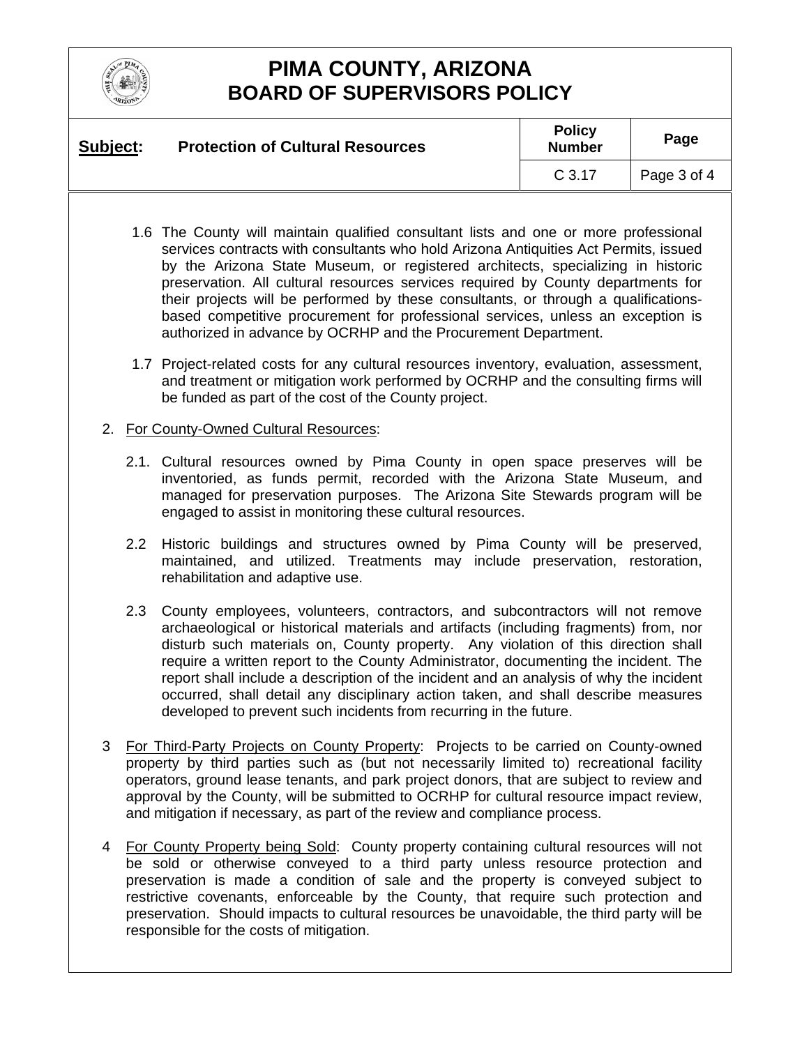1.6 The County will maintain qualified consultant lists and one or more professional services contracts with consultants who hold Arizona Antiquities Act Permits, issued by the Arizona State Museum, or registered architects, specializing in historic preservation. All cultural resources services required by County departments for their projects will be performed by these consultants, or through a qualifications-based competitive procurement for professional services, unless an exception is authorized in advance by OCRHP and the Procurement Department.

1.7 Project-related costs for any cultural resources inventory, evaluation, assessment, and treatment or mitigation work performed by OCRHP and the consulting firms will be funded as part of the cost of the County project.

2. For County-Owned Cultural Resources:

   2.1. Cultural resources owned by Pima County in open space preserves will be inventoried, as funds permit, recorded with the Arizona State Museum, and managed for preservation purposes. The Arizona Site Stewards program will be engaged to assist in monitoring these cultural resources.

   2.2 Historic buildings and structures owned by Pima County will be preserved, maintained, and utilized. Treatments may include preservation, restoration, rehabilitation and adaptive use.

   2.3 County employees, volunteers, contractors, and subcontractors will not remove archaeological or historical materials and artifacts (including fragments) from, nor disturb such materials on, County property. Any violation of this direction shall require a written report to the County Administrator, documenting the incident. The report shall include a description of the incident and an analysis of why the incident occurred, shall detail any disciplinary action taken, and shall describe measures developed to prevent such incidents from recurring in the future.

3 For Third-Party Projects on County Property: Projects to be carried on County-owned property by third parties such as (but not necessarily limited to) recreational facility operators, ground lease tenants, and park project donors, that are subject to review and approval by the County, will be submitted to OCRHP for cultural resource impact review, and mitigation if necessary, as part of the review and compliance process.

4 For County Property being Sold: County property containing cultural resources will not be sold or otherwise conveyed to a third party unless resource protection and preservation is made a condition of sale and the property is conveyed subject to restrictive covenants, enforceable by the County, that require such protection and preservation. Should impacts to cultural resources be unavoidable, the third party will be responsible for the costs of mitigation.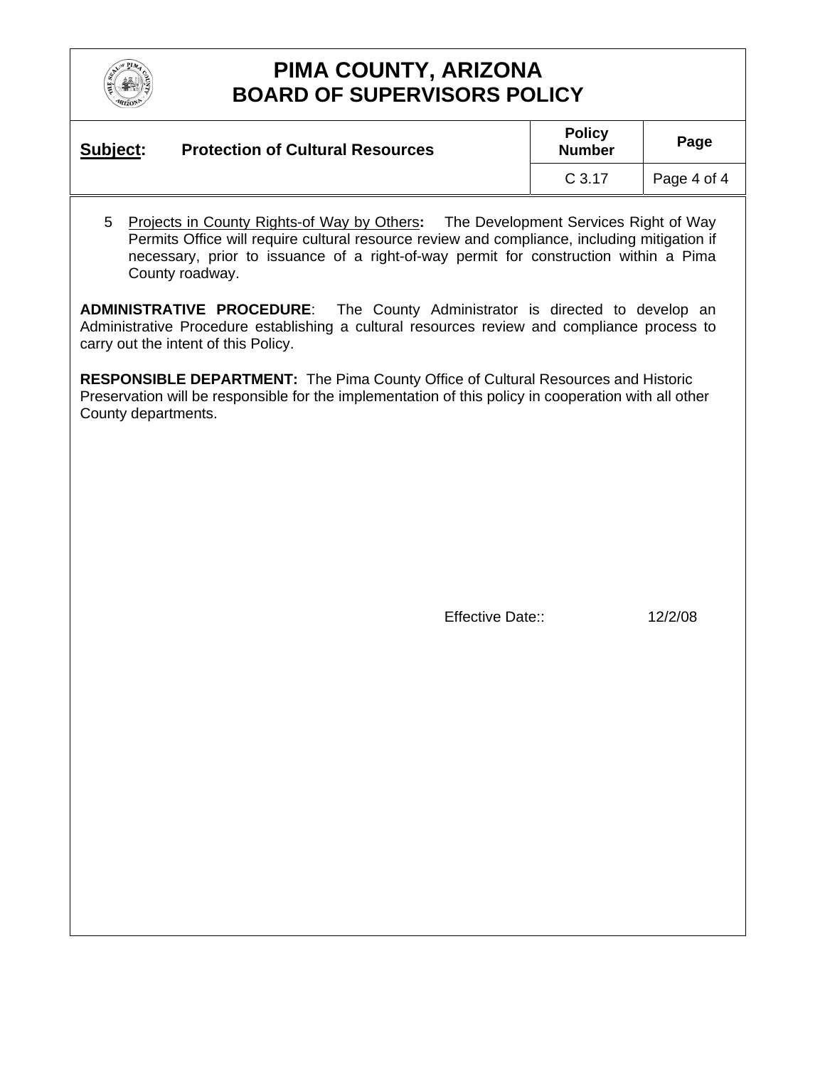5 Projects in County Rights-of Way by Others**:** The Development Services Right of Way Permits Office will require cultural resource review and compliance, including mitigation if necessary, prior to issuance of a right-of-way permit for construction within a Pima County roadway.

**ADMINISTRATIVE PROCEDURE**: The County Administrator is directed to develop an Administrative Procedure establishing a cultural resources review and compliance process to carry out the intent of this Policy.

**RESPONSIBLE DEPARTMENT:** The Pima County Office of Cultural Resources and Historic Preservation will be responsible for the implementation of this policy in cooperation with all other County departments.

Effective Date:: 12/2/08